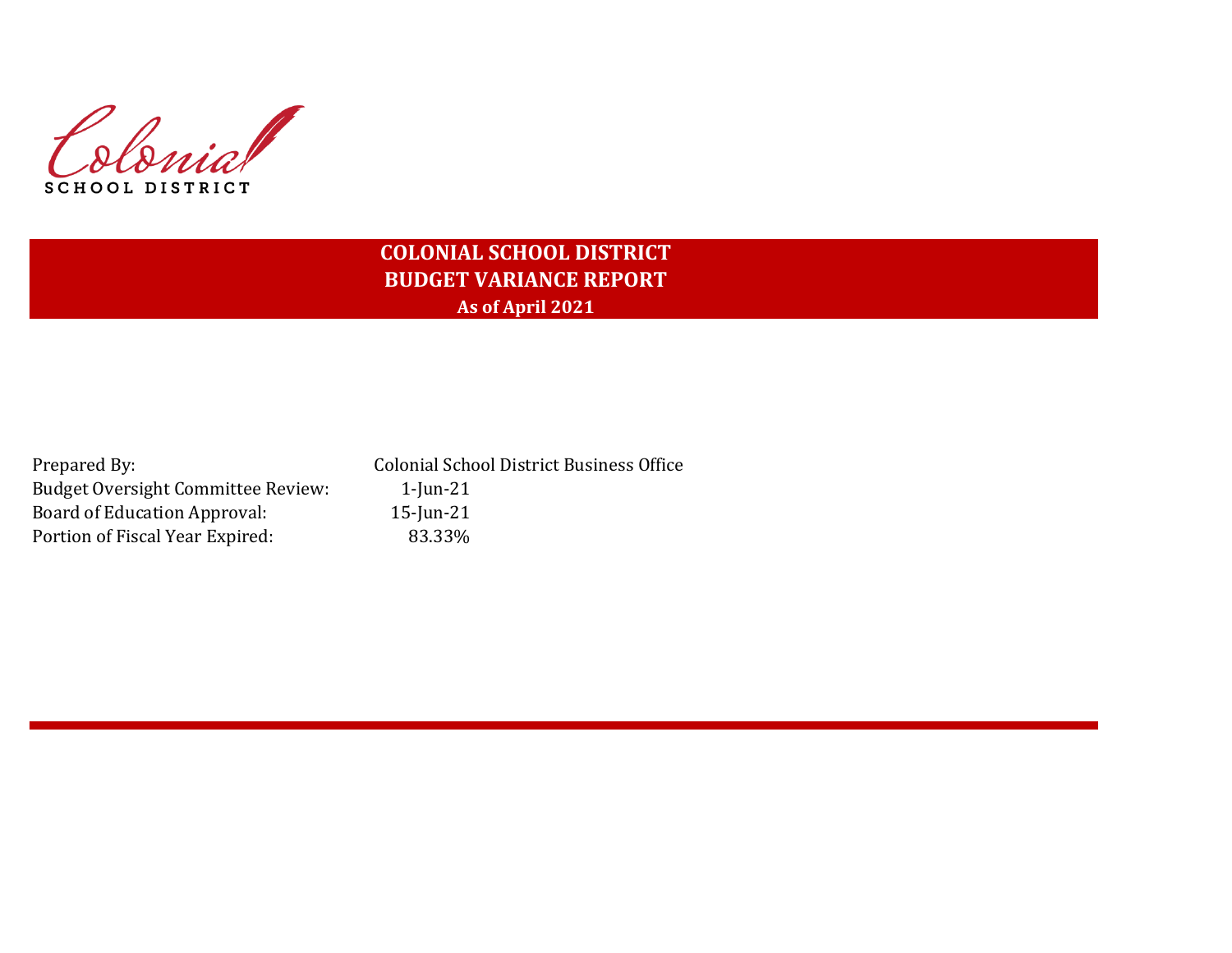Colonial

SCHOOL DISTRICT

# COLONIAL SCHOOL DISTRICT
## BUDGET VARIANCE REPORT
### As of April 2021

| | |
|---|---|
| Prepared By: | Colonial School District Business Office |
| Budget Oversight Committee Review: | 1-Jun-21 |
| Board of Education Approval: | 15-Jun-21 |
| Portion of Fiscal Year Expired: | 83.33% |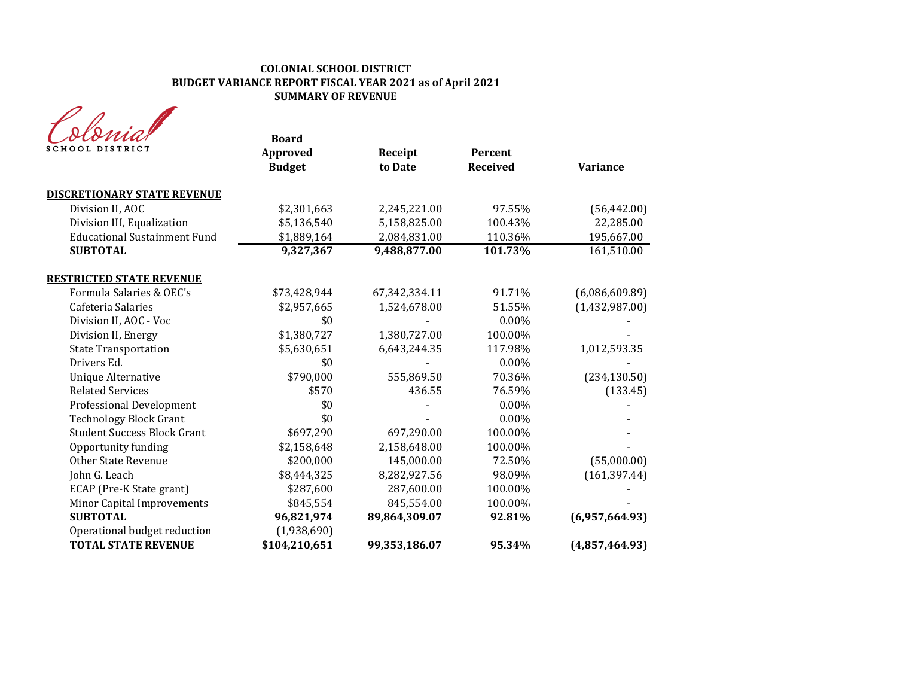**COLONIAL SCHOOL DISTRICT**
**BUDGET VARIANCE REPORT FISCAL YEAR 2021 as of April 2021**
**SUMMARY OF REVENUE**

Colonial SCHOOL DISTRICT

| | Board Approved Budget | Receipt to Date | Percent Received | Variance |
|---|---|---|---|---|
| **DISCRETIONARY STATE REVENUE** | | | | |
| Division II, AOC | $2,301,663 | 2,245,221.00 | 97.55% | (56,442.00) |
| Division III, Equalization | $5,136,540 | 5,158,825.00 | 100.43% | 22,285.00 |
| Educational Sustainment Fund | $1,889,164 | 2,084,831.00 | 110.36% | 195,667.00 |
| **SUBTOTAL** | **9,327,367** | **9,488,877.00** | **101.73%** | 161,510.00 |
| **RESTRICTED STATE REVENUE** | | | | |
| Formula Salaries & OEC's | $73,428,944 | 67,342,334.11 | 91.71% | (6,086,609.89) |
| Cafeteria Salaries | $2,957,665 | 1,524,678.00 | 51.55% | (1,432,987.00) |
| Division II, AOC - Voc | $0 | - | 0.00% | - |
| Division II, Energy | $1,380,727 | 1,380,727.00 | 100.00% | - |
| State Transportation | $5,630,651 | 6,643,244.35 | 117.98% | 1,012,593.35 |
| Drivers Ed. | $0 | - | 0.00% | - |
| Unique Alternative | $790,000 | 555,869.50 | 70.36% | (234,130.50) |
| Related Services | $570 | 436.55 | 76.59% | (133.45) |
| Professional Development | $0 | - | 0.00% | - |
| Technology Block Grant | $0 | - | 0.00% | - |
| Student Success Block Grant | $697,290 | 697,290.00 | 100.00% | - |
| Opportunity funding | $2,158,648 | 2,158,648.00 | 100.00% | - |
| Other State Revenue | $200,000 | 145,000.00 | 72.50% | (55,000.00) |
| John G. Leach | $8,444,325 | 8,282,927.56 | 98.09% | (161,397.44) |
| ECAP (Pre-K State grant) | $287,600 | 287,600.00 | 100.00% | - |
| Minor Capital Improvements | $845,554 | 845,554.00 | 100.00% | - |
| **SUBTOTAL** | **96,821,974** | **89,864,309.07** | **92.81%** | **(6,957,664.93)** |
| Operational budget reduction | (1,938,690) | | | |
| **TOTAL STATE REVENUE** | **$104,210,651** | **99,353,186.07** | **95.34%** | **(4,857,464.93)** |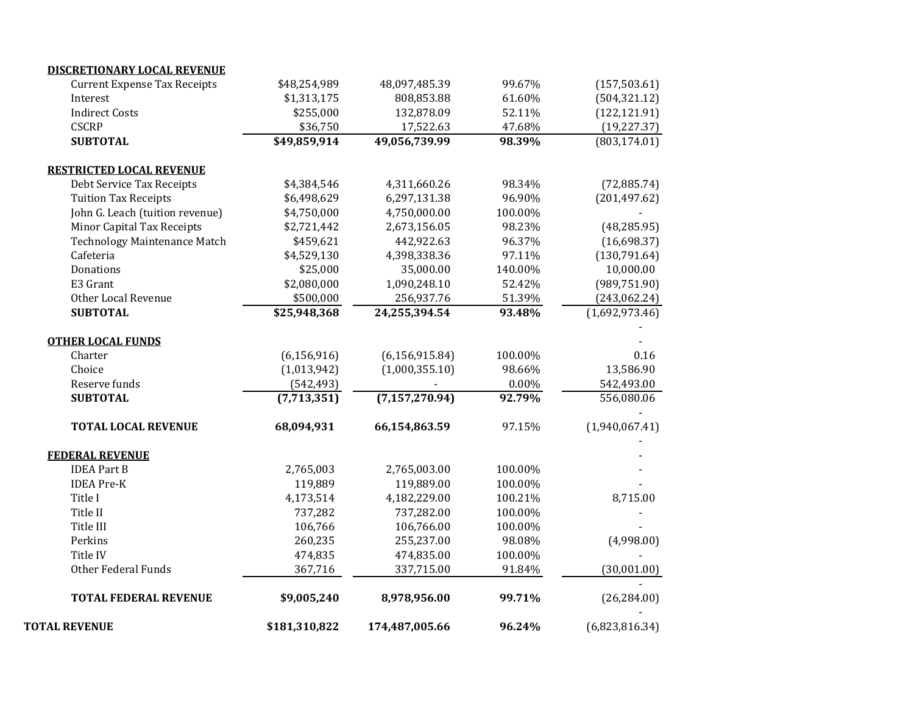| | | | | |
|---|---|---|---|---|
| **DISCRETIONARY LOCAL REVENUE** | | | | |
| Current Expense Tax Receipts | $48,254,989 | 48,097,485.39 | 99.67% | (157,503.61) |
| Interest | $1,313,175 | 808,853.88 | 61.60% | (504,321.12) |
| Indirect Costs | $255,000 | 132,878.09 | 52.11% | (122,121.91) |
| CSCRP | $36,750 | 17,522.63 | 47.68% | (19,227.37) |
| **SUBTOTAL** | **$49,859,914** | **49,056,739.99** | **98.39%** | (803,174.01) |
| | | | | |
| **RESTRICTED LOCAL REVENUE** | | | | |
| Debt Service Tax Receipts | $4,384,546 | 4,311,660.26 | 98.34% | (72,885.74) |
| Tuition Tax Receipts | $6,498,629 | 6,297,131.38 | 96.90% | (201,497.62) |
| John G. Leach (tuition revenue) | $4,750,000 | 4,750,000.00 | 100.00% | - |
| Minor Capital Tax Receipts | $2,721,442 | 2,673,156.05 | 98.23% | (48,285.95) |
| Technology Maintenance Match | $459,621 | 442,922.63 | 96.37% | (16,698.37) |
| Cafeteria | $4,529,130 | 4,398,338.36 | 97.11% | (130,791.64) |
| Donations | $25,000 | 35,000.00 | 140.00% | 10,000.00 |
| E3 Grant | $2,080,000 | 1,090,248.10 | 52.42% | (989,751.90) |
| Other Local Revenue | $500,000 | 256,937.76 | 51.39% | (243,062.24) |
| **SUBTOTAL** | **$25,948,368** | **24,255,394.54** | **93.48%** | (1,692,973.46) |
| | | | | - |
| **OTHER LOCAL FUNDS** | | | | - |
| Charter | (6,156,916) | (6,156,915.84) | 100.00% | 0.16 |
| Choice | (1,013,942) | (1,000,355.10) | 98.66% | 13,586.90 |
| Reserve funds | (542,493) | - | 0.00% | 542,493.00 |
| **SUBTOTAL** | **(7,713,351)** | **(7,157,270.94)** | **92.79%** | 556,080.06 |
| | | | | - |
| **TOTAL LOCAL REVENUE** | **68,094,931** | **66,154,863.59** | 97.15% | (1,940,067.41) |
| | | | | - |
| **FEDERAL REVENUE** | | | | - |
| IDEA Part B | 2,765,003 | 2,765,003.00 | 100.00% | - |
| IDEA Pre-K | 119,889 | 119,889.00 | 100.00% | - |
| Title I | 4,173,514 | 4,182,229.00 | 100.21% | 8,715.00 |
| Title II | 737,282 | 737,282.00 | 100.00% | - |
| Title III | 106,766 | 106,766.00 | 100.00% | - |
| Perkins | 260,235 | 255,237.00 | 98.08% | (4,998.00) |
| Title IV | 474,835 | 474,835.00 | 100.00% | - |
| Other Federal Funds | 367,716 | 337,715.00 | 91.84% | (30,001.00) |
| | | | | - |
| **TOTAL FEDERAL REVENUE** | **$9,005,240** | **8,978,956.00** | **99.71%** | (26,284.00) |
| | | | | - |
| **TOTAL REVENUE** | **$181,310,822** | **174,487,005.66** | **96.24%** | (6,823,816.34) |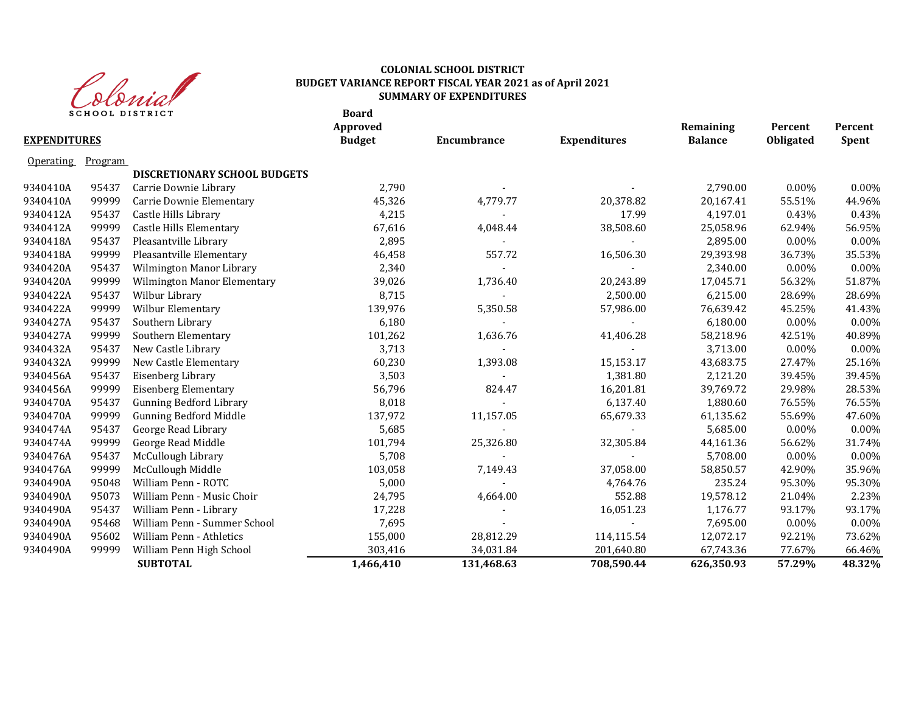**COLONIAL SCHOOL DISTRICT**
**BUDGET VARIANCE REPORT FISCAL YEAR 2021 as of April 2021**
**SUMMARY OF EXPENDITURES**

| **EXPENDITURES** | | | **Board Approved Budget** | **Encumbrance** | **Expenditures** | **Remaining Balance** | **Percent Obligated** | **Percent Spent** |
|---|---|---|---|---|---|---|---|---|
| Operating | Program | | | | | | | |
| | | **DISCRETIONARY SCHOOL BUDGETS** | | | | | | |
| 9340410A | 95437 | Carrie Downie Library | 2,790 | - | - | 2,790.00 | 0.00% | 0.00% |
| 9340410A | 99999 | Carrie Downie Elementary | 45,326 | 4,779.77 | 20,378.82 | 20,167.41 | 55.51% | 44.96% |
| 9340412A | 95437 | Castle Hills Library | 4,215 | - | 17.99 | 4,197.01 | 0.43% | 0.43% |
| 9340412A | 99999 | Castle Hills Elementary | 67,616 | 4,048.44 | 38,508.60 | 25,058.96 | 62.94% | 56.95% |
| 9340418A | 95437 | Pleasantville Library | 2,895 | - | - | 2,895.00 | 0.00% | 0.00% |
| 9340418A | 99999 | Pleasantville Elementary | 46,458 | 557.72 | 16,506.30 | 29,393.98 | 36.73% | 35.53% |
| 9340420A | 95437 | Wilmington Manor Library | 2,340 | - | - | 2,340.00 | 0.00% | 0.00% |
| 9340420A | 99999 | Wilmington Manor Elementary | 39,026 | 1,736.40 | 20,243.89 | 17,045.71 | 56.32% | 51.87% |
| 9340422A | 95437 | Wilbur Library | 8,715 | - | 2,500.00 | 6,215.00 | 28.69% | 28.69% |
| 9340422A | 99999 | Wilbur Elementary | 139,976 | 5,350.58 | 57,986.00 | 76,639.42 | 45.25% | 41.43% |
| 9340427A | 95437 | Southern Library | 6,180 | - | - | 6,180.00 | 0.00% | 0.00% |
| 9340427A | 99999 | Southern Elementary | 101,262 | 1,636.76 | 41,406.28 | 58,218.96 | 42.51% | 40.89% |
| 9340432A | 95437 | New Castle Library | 3,713 | - | - | 3,713.00 | 0.00% | 0.00% |
| 9340432A | 99999 | New Castle Elementary | 60,230 | 1,393.08 | 15,153.17 | 43,683.75 | 27.47% | 25.16% |
| 9340456A | 95437 | Eisenberg Library | 3,503 | - | 1,381.80 | 2,121.20 | 39.45% | 39.45% |
| 9340456A | 99999 | Eisenberg Elementary | 56,796 | 824.47 | 16,201.81 | 39,769.72 | 29.98% | 28.53% |
| 9340470A | 95437 | Gunning Bedford Library | 8,018 | - | 6,137.40 | 1,880.60 | 76.55% | 76.55% |
| 9340470A | 99999 | Gunning Bedford Middle | 137,972 | 11,157.05 | 65,679.33 | 61,135.62 | 55.69% | 47.60% |
| 9340474A | 95437 | George Read Library | 5,685 | - | - | 5,685.00 | 0.00% | 0.00% |
| 9340474A | 99999 | George Read Middle | 101,794 | 25,326.80 | 32,305.84 | 44,161.36 | 56.62% | 31.74% |
| 9340476A | 95437 | McCullough Library | 5,708 | - | - | 5,708.00 | 0.00% | 0.00% |
| 9340476A | 99999 | McCullough Middle | 103,058 | 7,149.43 | 37,058.00 | 58,850.57 | 42.90% | 35.96% |
| 9340490A | 95048 | William Penn - ROTC | 5,000 | - | 4,764.76 | 235.24 | 95.30% | 95.30% |
| 9340490A | 95073 | William Penn - Music Choir | 24,795 | 4,664.00 | 552.88 | 19,578.12 | 21.04% | 2.23% |
| 9340490A | 95437 | William Penn - Library | 17,228 | - | 16,051.23 | 1,176.77 | 93.17% | 93.17% |
| 9340490A | 95468 | William Penn - Summer School | 7,695 | - | - | 7,695.00 | 0.00% | 0.00% |
| 9340490A | 95602 | William Penn - Athletics | 155,000 | 28,812.29 | 114,115.54 | 12,072.17 | 92.21% | 73.62% |
| 9340490A | 99999 | William Penn High School | 303,416 | 34,031.84 | 201,640.80 | 67,743.36 | 77.67% | 66.46% |
| | | **SUBTOTAL** | **1,466,410** | **131,468.63** | **708,590.44** | **626,350.93** | **57.29%** | **48.32%** |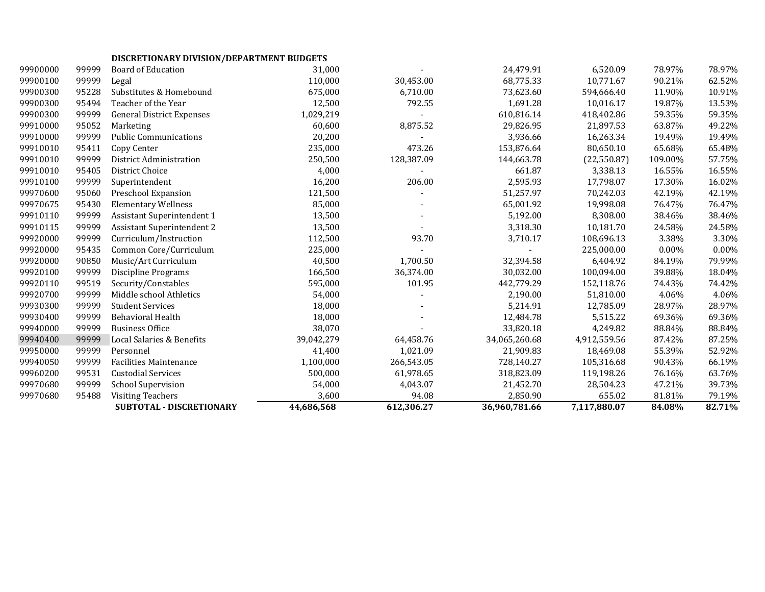| | | DISCRETIONARY DIVISION/DEPARTMENT BUDGETS | | | | | | |
|---|---|---|---|---|---|---|---|---|
| 99900000 | 99999 | Board of Education | 31,000 | - | 24,479.91 | 6,520.09 | 78.97% | 78.97% |
| 99900100 | 99999 | Legal | 110,000 | 30,453.00 | 68,775.33 | 10,771.67 | 90.21% | 62.52% |
| 99900300 | 95228 | Substitutes & Homebound | 675,000 | 6,710.00 | 73,623.60 | 594,666.40 | 11.90% | 10.91% |
| 99900300 | 95494 | Teacher of the Year | 12,500 | 792.55 | 1,691.28 | 10,016.17 | 19.87% | 13.53% |
| 99900300 | 99999 | General District Expenses | 1,029,219 | - | 610,816.14 | 418,402.86 | 59.35% | 59.35% |
| 99910000 | 95052 | Marketing | 60,600 | 8,875.52 | 29,826.95 | 21,897.53 | 63.87% | 49.22% |
| 99910000 | 99999 | Public Communications | 20,200 | - | 3,936.66 | 16,263.34 | 19.49% | 19.49% |
| 99910010 | 95411 | Copy Center | 235,000 | 473.26 | 153,876.64 | 80,650.10 | 65.68% | 65.48% |
| 99910010 | 99999 | District Administration | 250,500 | 128,387.09 | 144,663.78 | (22,550.87) | 109.00% | 57.75% |
| 99910010 | 95405 | District Choice | 4,000 | - | 661.87 | 3,338.13 | 16.55% | 16.55% |
| 99910100 | 99999 | Superintendent | 16,200 | 206.00 | 2,595.93 | 17,798.07 | 17.30% | 16.02% |
| 99970600 | 95060 | Preschool Expansion | 121,500 | - | 51,257.97 | 70,242.03 | 42.19% | 42.19% |
| 99970675 | 95430 | Elementary Wellness | 85,000 | - | 65,001.92 | 19,998.08 | 76.47% | 76.47% |
| 99910110 | 99999 | Assistant Superintendent 1 | 13,500 | - | 5,192.00 | 8,308.00 | 38.46% | 38.46% |
| 99910115 | 99999 | Assistant Superintendent 2 | 13,500 | - | 3,318.30 | 10,181.70 | 24.58% | 24.58% |
| 99920000 | 99999 | Curriculum/Instruction | 112,500 | 93.70 | 3,710.17 | 108,696.13 | 3.38% | 3.30% |
| 99920000 | 95435 | Common Core/Curriculum | 225,000 | - | - | 225,000.00 | 0.00% | 0.00% |
| 99920000 | 90850 | Music/Art Curriculum | 40,500 | 1,700.50 | 32,394.58 | 6,404.92 | 84.19% | 79.99% |
| 99920100 | 99999 | Discipline Programs | 166,500 | 36,374.00 | 30,032.00 | 100,094.00 | 39.88% | 18.04% |
| 99920110 | 99519 | Security/Constables | 595,000 | 101.95 | 442,779.29 | 152,118.76 | 74.43% | 74.42% |
| 99920700 | 99999 | Middle school Athletics | 54,000 | - | 2,190.00 | 51,810.00 | 4.06% | 4.06% |
| 99930300 | 99999 | Student Services | 18,000 | - | 5,214.91 | 12,785.09 | 28.97% | 28.97% |
| 99930400 | 99999 | Behavioral Health | 18,000 | - | 12,484.78 | 5,515.22 | 69.36% | 69.36% |
| 99940000 | 99999 | Business Office | 38,070 | - | 33,820.18 | 4,249.82 | 88.84% | 88.84% |
| 99940400 | 99999 | Local Salaries & Benefits | 39,042,279 | 64,458.76 | 34,065,260.68 | 4,912,559.56 | 87.42% | 87.25% |
| 99950000 | 99999 | Personnel | 41,400 | 1,021.09 | 21,909.83 | 18,469.08 | 55.39% | 52.92% |
| 99940050 | 99999 | Facilities Maintenance | 1,100,000 | 266,543.05 | 728,140.27 | 105,316.68 | 90.43% | 66.19% |
| 99960200 | 99531 | Custodial Services | 500,000 | 61,978.65 | 318,823.09 | 119,198.26 | 76.16% | 63.76% |
| 99970680 | 99999 | School Supervision | 54,000 | 4,043.07 | 21,452.70 | 28,504.23 | 47.21% | 39.73% |
| 99970680 | 95488 | Visiting Teachers | 3,600 | 94.08 | 2,850.90 | 655.02 | 81.81% | 79.19% |
| | | **SUBTOTAL - DISCRETIONARY** | **44,686,568** | **612,306.27** | **36,960,781.66** | **7,117,880.07** | **84.08%** | **82.71%** |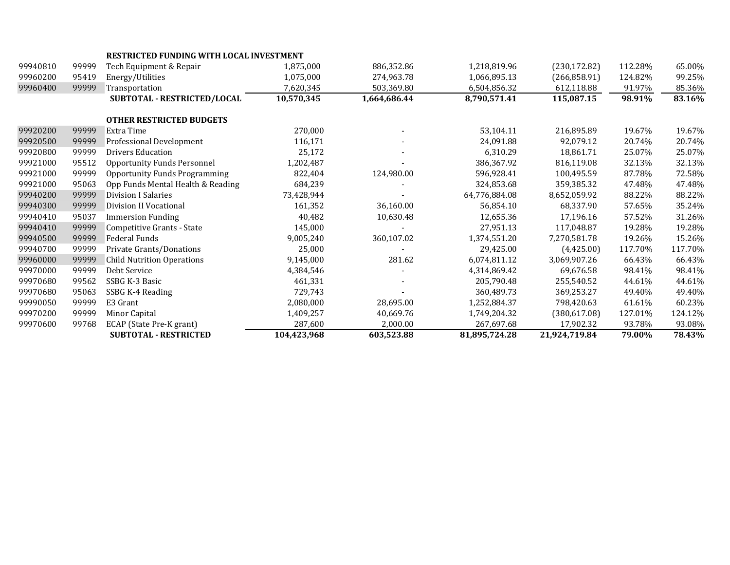| | | | | | | | | |
|---|---|---|---|---|---|---|---|---|
| | | **RESTRICTED FUNDING WITH LOCAL INVESTMENT** | | | | | | |
| 99940810 | 99999 | Tech Equipment & Repair | 1,875,000 | 886,352.86 | 1,218,819.96 | (230,172.82) | 112.28% | 65.00% |
| 99960200 | 95419 | Energy/Utilities | 1,075,000 | 274,963.78 | 1,066,895.13 | (266,858.91) | 124.82% | 99.25% |
| 99960400 | 99999 | Transportation | 7,620,345 | 503,369.80 | 6,504,856.32 | 612,118.88 | 91.97% | 85.36% |
| | | **SUBTOTAL - RESTRICTED/LOCAL** | **10,570,345** | **1,664,686.44** | **8,790,571.41** | **115,087.15** | **98.91%** | **83.16%** |
| | | | | | | | | |
| | | **OTHER RESTRICTED BUDGETS** | | | | | | |
| 99920200 | 99999 | Extra Time | 270,000 | - | 53,104.11 | 216,895.89 | 19.67% | 19.67% |
| 99920500 | 99999 | Professional Development | 116,171 | - | 24,091.88 | 92,079.12 | 20.74% | 20.74% |
| 99920800 | 99999 | Drivers Education | 25,172 | - | 6,310.29 | 18,861.71 | 25.07% | 25.07% |
| 99921000 | 95512 | Opportunity Funds Personnel | 1,202,487 | - | 386,367.92 | 816,119.08 | 32.13% | 32.13% |
| 99921000 | 99999 | Opportunity Funds Programming | 822,404 | 124,980.00 | 596,928.41 | 100,495.59 | 87.78% | 72.58% |
| 99921000 | 95063 | Opp Funds Mental Health & Reading | 684,239 | - | 324,853.68 | 359,385.32 | 47.48% | 47.48% |
| 99940200 | 99999 | Division I Salaries | 73,428,944 | - | 64,776,884.08 | 8,652,059.92 | 88.22% | 88.22% |
| 99940300 | 99999 | Division II Vocational | 161,352 | 36,160.00 | 56,854.10 | 68,337.90 | 57.65% | 35.24% |
| 99940410 | 95037 | Immersion Funding | 40,482 | 10,630.48 | 12,655.36 | 17,196.16 | 57.52% | 31.26% |
| 99940410 | 99999 | Competitive Grants - State | 145,000 | - | 27,951.13 | 117,048.87 | 19.28% | 19.28% |
| 99940500 | 99999 | Federal Funds | 9,005,240 | 360,107.02 | 1,374,551.20 | 7,270,581.78 | 19.26% | 15.26% |
| 99940700 | 99999 | Private Grants/Donations | 25,000 | - | 29,425.00 | (4,425.00) | 117.70% | 117.70% |
| 99960000 | 99999 | Child Nutrition Operations | 9,145,000 | 281.62 | 6,074,811.12 | 3,069,907.26 | 66.43% | 66.43% |
| 99970000 | 99999 | Debt Service | 4,384,546 | - | 4,314,869.42 | 69,676.58 | 98.41% | 98.41% |
| 99970680 | 99562 | SSBG K-3 Basic | 461,331 | - | 205,790.48 | 255,540.52 | 44.61% | 44.61% |
| 99970680 | 95063 | SSBG K-4 Reading | 729,743 | - | 360,489.73 | 369,253.27 | 49.40% | 49.40% |
| 99990050 | 99999 | E3 Grant | 2,080,000 | 28,695.00 | 1,252,884.37 | 798,420.63 | 61.61% | 60.23% |
| 99970200 | 99999 | Minor Capital | 1,409,257 | 40,669.76 | 1,749,204.32 | (380,617.08) | 127.01% | 124.12% |
| 99970600 | 99768 | ECAP (State Pre-K grant) | 287,600 | 2,000.00 | 267,697.68 | 17,902.32 | 93.78% | 93.08% |
| | | **SUBTOTAL - RESTRICTED** | **104,423,968** | **603,523.88** | **81,895,724.28** | **21,924,719.84** | **79.00%** | **78.43%** |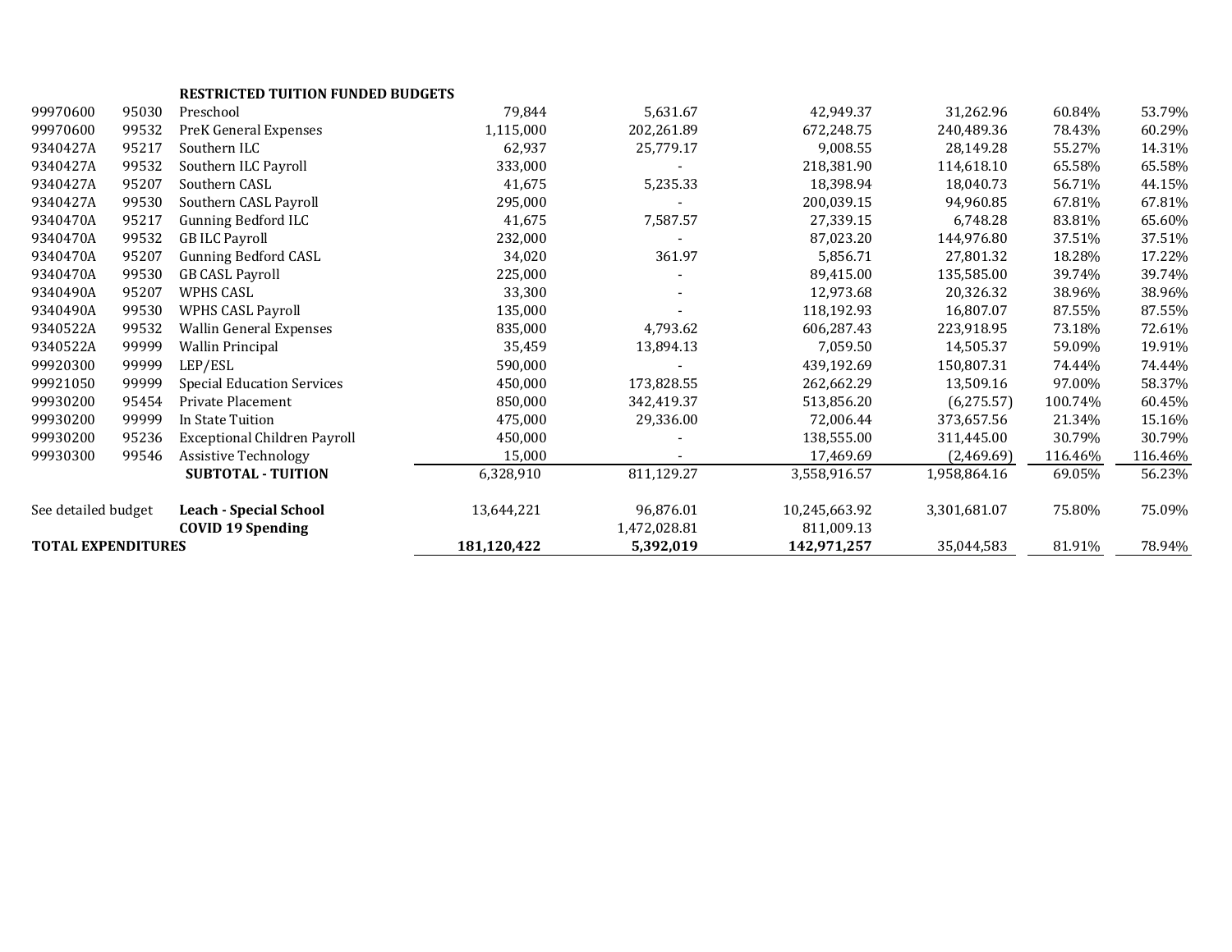| | | | | | | | | |
|---|---|---|---|---|---|---|---|---|
| | | **RESTRICTED TUITION FUNDED BUDGETS** | | | | | | |
| 99970600 | 95030 | Preschool | 79,844 | 5,631.67 | 42,949.37 | 31,262.96 | 60.84% | 53.79% |
| 99970600 | 99532 | PreK General Expenses | 1,115,000 | 202,261.89 | 672,248.75 | 240,489.36 | 78.43% | 60.29% |
| 9340427A | 95217 | Southern ILC | 62,937 | 25,779.17 | 9,008.55 | 28,149.28 | 55.27% | 14.31% |
| 9340427A | 99532 | Southern ILC Payroll | 333,000 | - | 218,381.90 | 114,618.10 | 65.58% | 65.58% |
| 9340427A | 95207 | Southern CASL | 41,675 | 5,235.33 | 18,398.94 | 18,040.73 | 56.71% | 44.15% |
| 9340427A | 99530 | Southern CASL Payroll | 295,000 | - | 200,039.15 | 94,960.85 | 67.81% | 67.81% |
| 9340470A | 95217 | Gunning Bedford ILC | 41,675 | 7,587.57 | 27,339.15 | 6,748.28 | 83.81% | 65.60% |
| 9340470A | 99532 | GB ILC Payroll | 232,000 | - | 87,023.20 | 144,976.80 | 37.51% | 37.51% |
| 9340470A | 95207 | Gunning Bedford CASL | 34,020 | 361.97 | 5,856.71 | 27,801.32 | 18.28% | 17.22% |
| 9340470A | 99530 | GB CASL Payroll | 225,000 | - | 89,415.00 | 135,585.00 | 39.74% | 39.74% |
| 9340490A | 95207 | WPHS CASL | 33,300 | - | 12,973.68 | 20,326.32 | 38.96% | 38.96% |
| 9340490A | 99530 | WPHS CASL Payroll | 135,000 | - | 118,192.93 | 16,807.07 | 87.55% | 87.55% |
| 9340522A | 99532 | Wallin General Expenses | 835,000 | 4,793.62 | 606,287.43 | 223,918.95 | 73.18% | 72.61% |
| 9340522A | 99999 | Wallin Principal | 35,459 | 13,894.13 | 7,059.50 | 14,505.37 | 59.09% | 19.91% |
| 99920300 | 99999 | LEP/ESL | 590,000 | - | 439,192.69 | 150,807.31 | 74.44% | 74.44% |
| 99921050 | 99999 | Special Education Services | 450,000 | 173,828.55 | 262,662.29 | 13,509.16 | 97.00% | 58.37% |
| 99930200 | 95454 | Private Placement | 850,000 | 342,419.37 | 513,856.20 | (6,275.57) | 100.74% | 60.45% |
| 99930200 | 99999 | In State Tuition | 475,000 | 29,336.00 | 72,006.44 | 373,657.56 | 21.34% | 15.16% |
| 99930200 | 95236 | Exceptional Children Payroll | 450,000 | - | 138,555.00 | 311,445.00 | 30.79% | 30.79% |
| 99930300 | 99546 | Assistive Technology | 15,000 | - | 17,469.69 | (2,469.69) | 116.46% | 116.46% |
| | | **SUBTOTAL - TUITION** | 6,328,910 | 811,129.27 | 3,558,916.57 | 1,958,864.16 | 69.05% | 56.23% |
| See detailed budget | | **Leach - Special School** | 13,644,221 | 96,876.01 | 10,245,663.92 | 3,301,681.07 | 75.80% | 75.09% |
| | | **COVID 19 Spending** | | 1,472,028.81 | 811,009.13 | | | |
| **TOTAL EXPENDITURES** | | | **181,120,422** | **5,392,019** | **142,971,257** | 35,044,583 | 81.91% | 78.94% |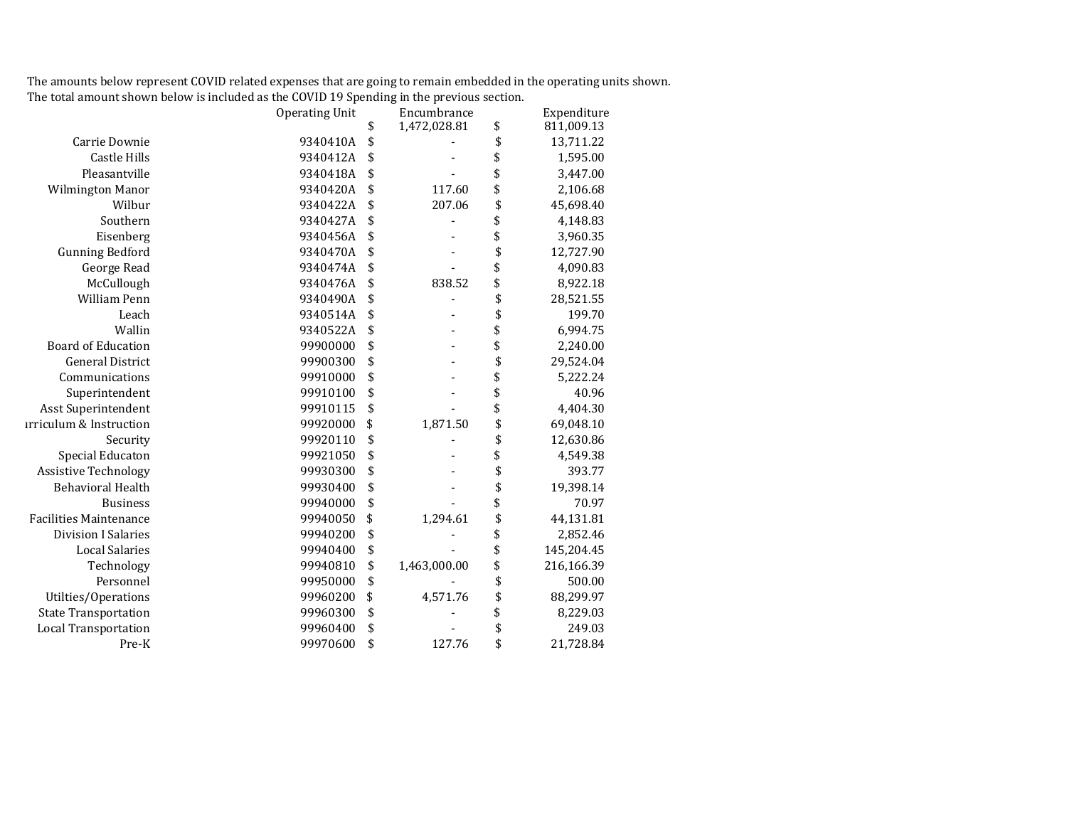The amounts below represent COVID related expenses that are going to remain embedded in the operating units shown.
The total amount shown below is included as the COVID 19 Spending in the previous section.

| | Operating Unit | Encumbrance | Expenditure |
|---|---|---|---|
| | | $ 1,472,028.81 | $ 811,009.13 |
| Carrie Downie | 9340410A | $ - | $ 13,711.22 |
| Castle Hills | 9340412A | $ - | $ 1,595.00 |
| Pleasantville | 9340418A | $ - | $ 3,447.00 |
| Wilmington Manor | 9340420A | $ 117.60 | $ 2,106.68 |
| Wilbur | 9340422A | $ 207.06 | $ 45,698.40 |
| Southern | 9340427A | $ - | $ 4,148.83 |
| Eisenberg | 9340456A | $ - | $ 3,960.35 |
| Gunning Bedford | 9340470A | $ - | $ 12,727.90 |
| George Read | 9340474A | $ - | $ 4,090.83 |
| McCullough | 9340476A | $ 838.52 | $ 8,922.18 |
| William Penn | 9340490A | $ - | $ 28,521.55 |
| Leach | 9340514A | $ - | $ 199.70 |
| Wallin | 9340522A | $ - | $ 6,994.75 |
| Board of Education | 99900000 | $ - | $ 2,240.00 |
| General District | 99900300 | $ - | $ 29,524.04 |
| Communications | 99910000 | $ - | $ 5,222.24 |
| Superintendent | 99910100 | $ - | $ 40.96 |
| Asst Superintendent | 99910115 | $ - | $ 4,404.30 |
| ırriculum & Instruction | 99920000 | $ 1,871.50 | $ 69,048.10 |
| Security | 99920110 | $ - | $ 12,630.86 |
| Special Educaton | 99921050 | $ - | $ 4,549.38 |
| Assistive Technology | 99930300 | $ - | $ 393.77 |
| Behavioral Health | 99930400 | $ - | $ 19,398.14 |
| Business | 99940000 | $ - | $ 70.97 |
| Facilities Maintenance | 99940050 | $ 1,294.61 | $ 44,131.81 |
| Division I Salaries | 99940200 | $ - | $ 2,852.46 |
| Local Salaries | 99940400 | $ - | $ 145,204.45 |
| Technology | 99940810 | $ 1,463,000.00 | $ 216,166.39 |
| Personnel | 99950000 | $ - | $ 500.00 |
| Utilties/Operations | 99960200 | $ 4,571.76 | $ 88,299.97 |
| State Transportation | 99960300 | $ - | $ 8,229.03 |
| Local Transportation | 99960400 | $ - | $ 249.03 |
| Pre-K | 99970600 | $ 127.76 | $ 21,728.84 |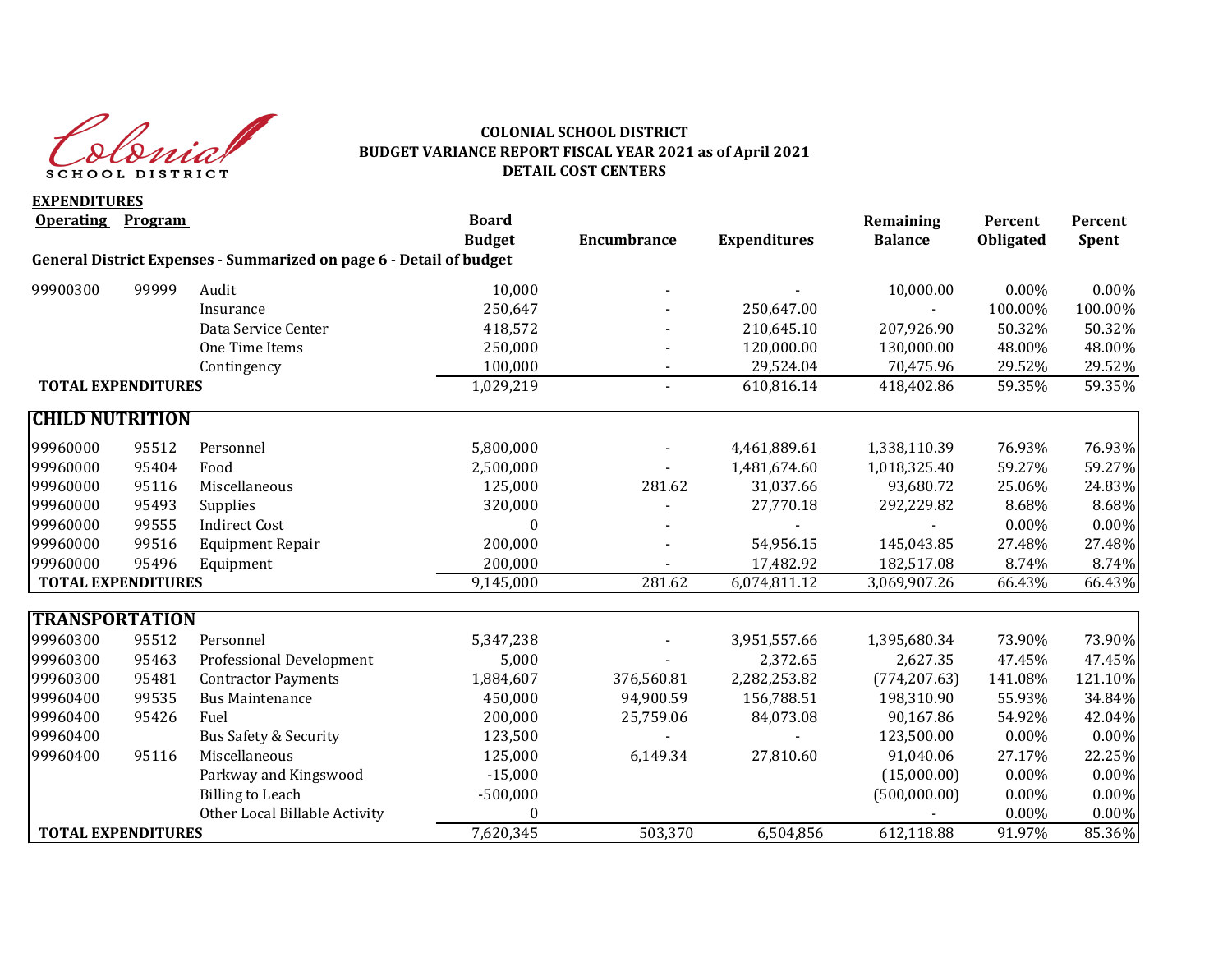**COLONIAL SCHOOL DISTRICT**
**BUDGET VARIANCE REPORT FISCAL YEAR 2021 as of April 2021**
**DETAIL COST CENTERS**

**EXPENDITURES**

| Operating | Program | | Board Budget | Encumbrance | Expenditures | Remaining Balance | Percent Obligated | Percent Spent |
|---|---|---|---|---|---|---|---|---|
| **General District Expenses - Summarized on page 6 - Detail of budget** | | | | | | | | |
| 99900300 | 99999 | Audit | 10,000 | - | - | 10,000.00 | 0.00% | 0.00% |
| | | Insurance | 250,647 | - | 250,647.00 | - | 100.00% | 100.00% |
| | | Data Service Center | 418,572 | - | 210,645.10 | 207,926.90 | 50.32% | 50.32% |
| | | One Time Items | 250,000 | - | 120,000.00 | 130,000.00 | 48.00% | 48.00% |
| | | Contingency | 100,000 | - | 29,524.04 | 70,475.96 | 29.52% | 29.52% |
| **TOTAL EXPENDITURES** | | | 1,029,219 | - | 610,816.14 | 418,402.86 | 59.35% | 59.35% |
| **CHILD NUTRITION** | | | | | | | | |
| 99960000 | 95512 | Personnel | 5,800,000 | - | 4,461,889.61 | 1,338,110.39 | 76.93% | 76.93% |
| 99960000 | 95404 | Food | 2,500,000 | - | 1,481,674.60 | 1,018,325.40 | 59.27% | 59.27% |
| 99960000 | 95116 | Miscellaneous | 125,000 | 281.62 | 31,037.66 | 93,680.72 | 25.06% | 24.83% |
| 99960000 | 95493 | Supplies | 320,000 | - | 27,770.18 | 292,229.82 | 8.68% | 8.68% |
| 99960000 | 99555 | Indirect Cost | 0 | - | - | - | 0.00% | 0.00% |
| 99960000 | 99516 | Equipment Repair | 200,000 | - | 54,956.15 | 145,043.85 | 27.48% | 27.48% |
| 99960000 | 95496 | Equipment | 200,000 | - | 17,482.92 | 182,517.08 | 8.74% | 8.74% |
| **TOTAL EXPENDITURES** | | | 9,145,000 | 281.62 | 6,074,811.12 | 3,069,907.26 | 66.43% | 66.43% |
| **TRANSPORTATION** | | | | | | | | |
| 99960300 | 95512 | Personnel | 5,347,238 | - | 3,951,557.66 | 1,395,680.34 | 73.90% | 73.90% |
| 99960300 | 95463 | Professional Development | 5,000 | - | 2,372.65 | 2,627.35 | 47.45% | 47.45% |
| 99960300 | 95481 | Contractor Payments | 1,884,607 | 376,560.81 | 2,282,253.82 | (774,207.63) | 141.08% | 121.10% |
| 99960400 | 99535 | Bus Maintenance | 450,000 | 94,900.59 | 156,788.51 | 198,310.90 | 55.93% | 34.84% |
| 99960400 | 95426 | Fuel | 200,000 | 25,759.06 | 84,073.08 | 90,167.86 | 54.92% | 42.04% |
| 99960400 | | Bus Safety & Security | 123,500 | - | - | 123,500.00 | 0.00% | 0.00% |
| 99960400 | 95116 | Miscellaneous | 125,000 | 6,149.34 | 27,810.60 | 91,040.06 | 27.17% | 22.25% |
| | | Parkway and Kingswood | -15,000 | | | (15,000.00) | 0.00% | 0.00% |
| | | Billing to Leach | -500,000 | | | (500,000.00) | 0.00% | 0.00% |
| | | Other Local Billable Activity | 0 | | | - | 0.00% | 0.00% |
| **TOTAL EXPENDITURES** | | | 7,620,345 | 503,370 | 6,504,856 | 612,118.88 | 91.97% | 85.36% |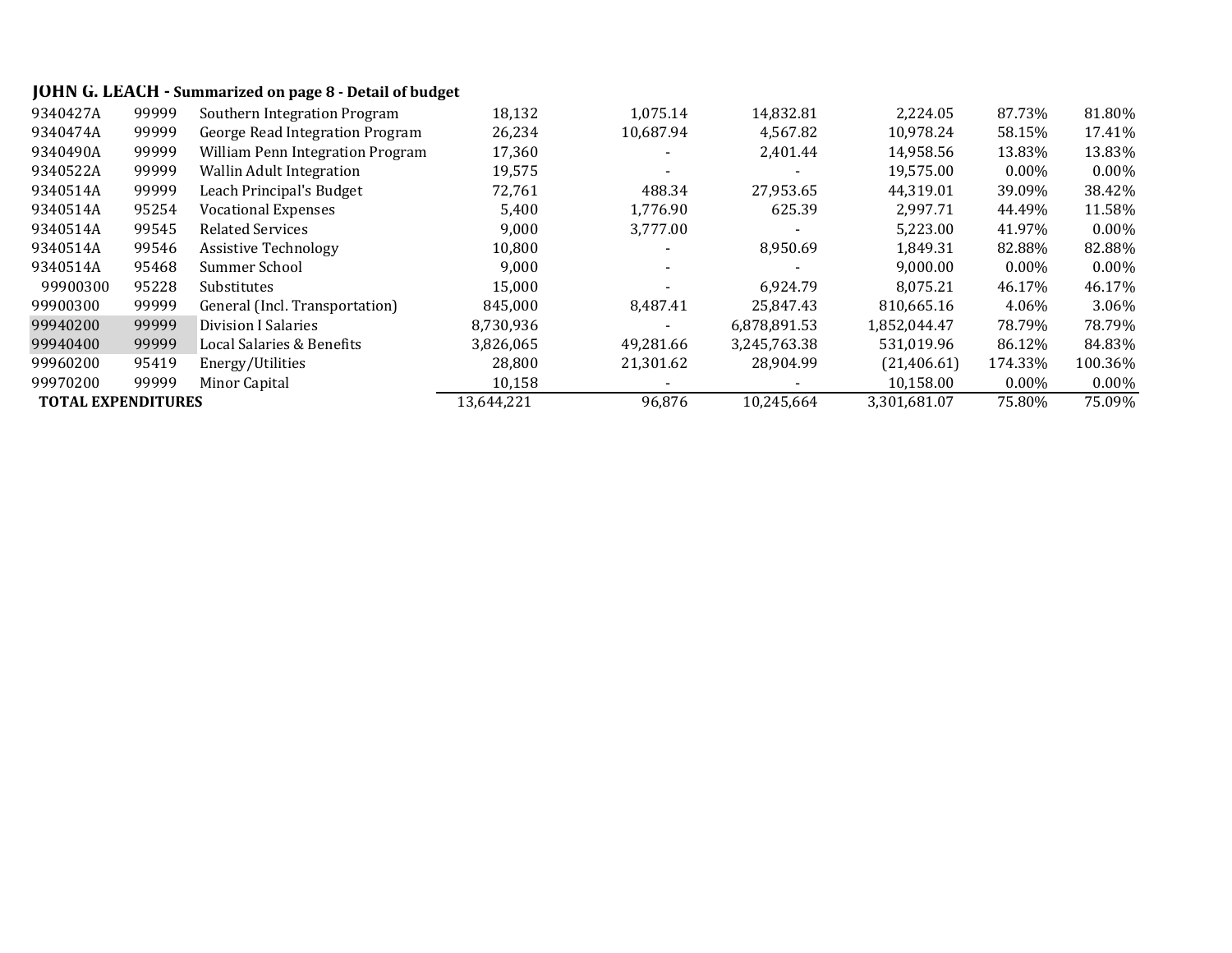**JOHN G. LEACH - Summarized on page 8 - Detail of budget**

| | | | | | | | | |
|---|---|---|---|---|---|---|---|---|
| 9340427A | 99999 | Southern Integration Program | 18,132 | 1,075.14 | 14,832.81 | 2,224.05 | 87.73% | 81.80% |
| 9340474A | 99999 | George Read Integration Program | 26,234 | 10,687.94 | 4,567.82 | 10,978.24 | 58.15% | 17.41% |
| 9340490A | 99999 | William Penn Integration Program | 17,360 | - | 2,401.44 | 14,958.56 | 13.83% | 13.83% |
| 9340522A | 99999 | Wallin Adult Integration | 19,575 | - | - | 19,575.00 | 0.00% | 0.00% |
| 9340514A | 99999 | Leach Principal's Budget | 72,761 | 488.34 | 27,953.65 | 44,319.01 | 39.09% | 38.42% |
| 9340514A | 95254 | Vocational Expenses | 5,400 | 1,776.90 | 625.39 | 2,997.71 | 44.49% | 11.58% |
| 9340514A | 99545 | Related Services | 9,000 | 3,777.00 | - | 5,223.00 | 41.97% | 0.00% |
| 9340514A | 99546 | Assistive Technology | 10,800 | - | 8,950.69 | 1,849.31 | 82.88% | 82.88% |
| 9340514A | 95468 | Summer School | 9,000 | - | - | 9,000.00 | 0.00% | 0.00% |
| 99900300 | 95228 | Substitutes | 15,000 | - | 6,924.79 | 8,075.21 | 46.17% | 46.17% |
| 99900300 | 99999 | General (Incl. Transportation) | 845,000 | 8,487.41 | 25,847.43 | 810,665.16 | 4.06% | 3.06% |
| 99940200 | 99999 | Division I Salaries | 8,730,936 | - | 6,878,891.53 | 1,852,044.47 | 78.79% | 78.79% |
| 99940400 | 99999 | Local Salaries & Benefits | 3,826,065 | 49,281.66 | 3,245,763.38 | 531,019.96 | 86.12% | 84.83% |
| 99960200 | 95419 | Energy/Utilities | 28,800 | 21,301.62 | 28,904.99 | (21,406.61) | 174.33% | 100.36% |
| 99970200 | 99999 | Minor Capital | 10,158 | - | - | 10,158.00 | 0.00% | 0.00% |
| **TOTAL EXPENDITURES** | | | 13,644,221 | 96,876 | 10,245,664 | 3,301,681.07 | 75.80% | 75.09% |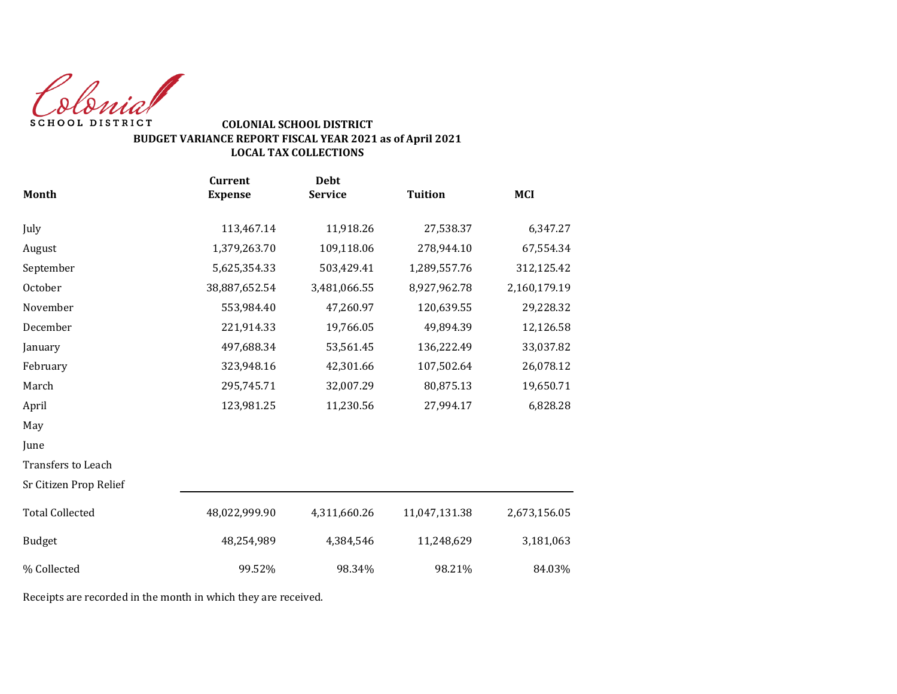Colonial SCHOOL DISTRICT

**COLONIAL SCHOOL DISTRICT**
**BUDGET VARIANCE REPORT FISCAL YEAR 2021 as of April 2021**
**LOCAL TAX COLLECTIONS**

| Month | Current Expense | Debt Service | Tuition | MCI |
|---|---|---|---|---|
| July | 113,467.14 | 11,918.26 | 27,538.37 | 6,347.27 |
| August | 1,379,263.70 | 109,118.06 | 278,944.10 | 67,554.34 |
| September | 5,625,354.33 | 503,429.41 | 1,289,557.76 | 312,125.42 |
| October | 38,887,652.54 | 3,481,066.55 | 8,927,962.78 | 2,160,179.19 |
| November | 553,984.40 | 47,260.97 | 120,639.55 | 29,228.32 |
| December | 221,914.33 | 19,766.05 | 49,894.39 | 12,126.58 |
| January | 497,688.34 | 53,561.45 | 136,222.49 | 33,037.82 |
| February | 323,948.16 | 42,301.66 | 107,502.64 | 26,078.12 |
| March | 295,745.71 | 32,007.29 | 80,875.13 | 19,650.71 |
| April | 123,981.25 | 11,230.56 | 27,994.17 | 6,828.28 |
| May | | | | |
| June | | | | |
| Transfers to Leach | | | | |
| Sr Citizen Prop Relief | | | | |
| Total Collected | 48,022,999.90 | 4,311,660.26 | 11,047,131.38 | 2,673,156.05 |
| Budget | 48,254,989 | 4,384,546 | 11,248,629 | 3,181,063 |
| % Collected | 99.52% | 98.34% | 98.21% | 84.03% |

Receipts are recorded in the month in which they are received.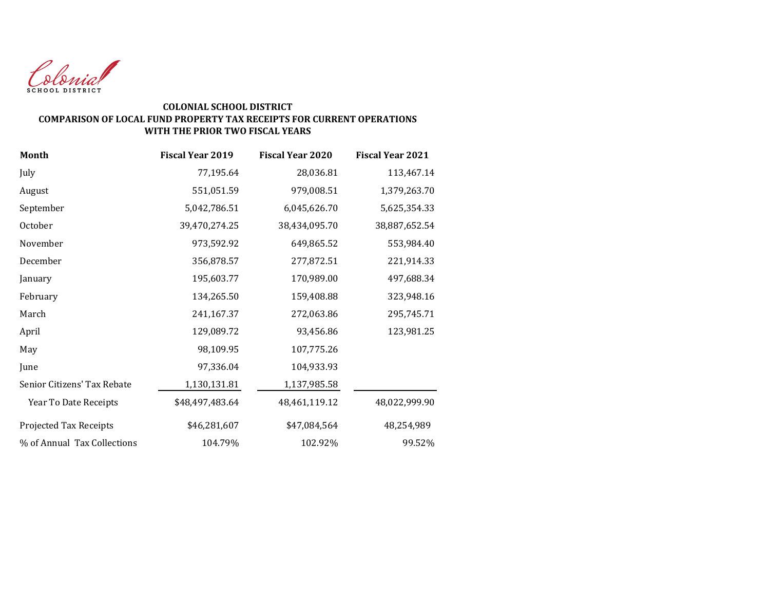Colonial
SCHOOL DISTRICT

**COLONIAL SCHOOL DISTRICT**
**COMPARISON OF LOCAL FUND PROPERTY TAX RECEIPTS FOR CURRENT OPERATIONS WITH THE PRIOR TWO FISCAL YEARS**

| Month | Fiscal Year 2019 | Fiscal Year 2020 | Fiscal Year 2021 |
|---|---|---|---|
| July | 77,195.64 | 28,036.81 | 113,467.14 |
| August | 551,051.59 | 979,008.51 | 1,379,263.70 |
| September | 5,042,786.51 | 6,045,626.70 | 5,625,354.33 |
| October | 39,470,274.25 | 38,434,095.70 | 38,887,652.54 |
| November | 973,592.92 | 649,865.52 | 553,984.40 |
| December | 356,878.57 | 277,872.51 | 221,914.33 |
| January | 195,603.77 | 170,989.00 | 497,688.34 |
| February | 134,265.50 | 159,408.88 | 323,948.16 |
| March | 241,167.37 | 272,063.86 | 295,745.71 |
| April | 129,089.72 | 93,456.86 | 123,981.25 |
| May | 98,109.95 | 107,775.26 | |
| June | 97,336.04 | 104,933.93 | |
| Senior Citizens' Tax Rebate | 1,130,131.81 | 1,137,985.58 | |
| Year To Date Receipts | $48,497,483.64 | 48,461,119.12 | 48,022,999.90 |
| Projected Tax Receipts | $46,281,607 | $47,084,564 | 48,254,989 |
| % of Annual Tax Collections | 104.79% | 102.92% | 99.52% |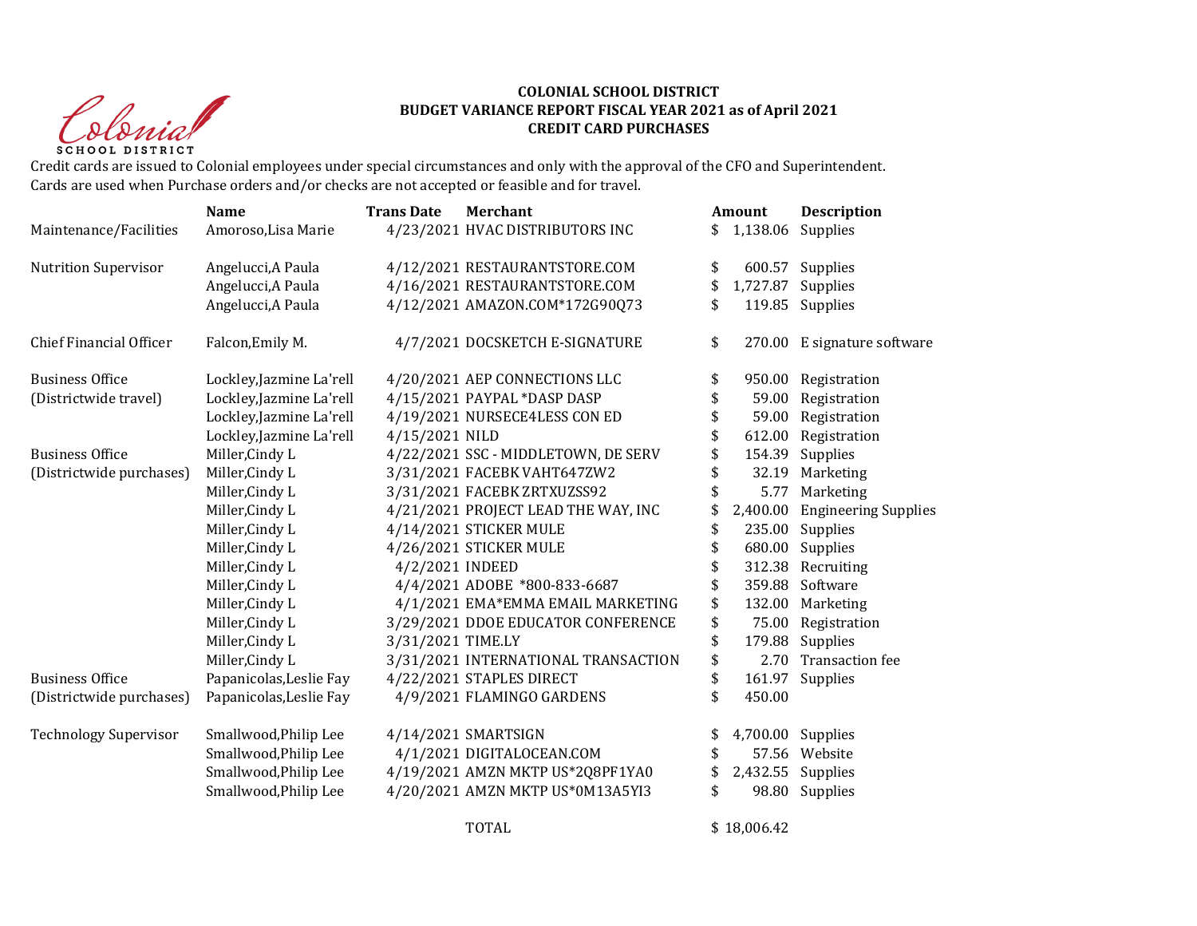**COLONIAL SCHOOL DISTRICT**
**BUDGET VARIANCE REPORT FISCAL YEAR 2021 as of April 2021**
**CREDIT CARD PURCHASES**

Credit cards are issued to Colonial employees under special circumstances and only with the approval of the CFO and Superintendent.
Cards are used when Purchase orders and/or checks are not accepted or feasible and for travel.

| | Name | Trans Date | Merchant | Amount | Description |
|---|---|---|---|---|---|
| Maintenance/Facilities | Amoroso,Lisa Marie | 4/23/2021 | HVAC DISTRIBUTORS INC | $ 1,138.06 | Supplies |
| Nutrition Supervisor | Angelucci,A Paula | 4/12/2021 | RESTAURANTSTORE.COM | $ 600.57 | Supplies |
| | Angelucci,A Paula | 4/16/2021 | RESTAURANTSTORE.COM | $ 1,727.87 | Supplies |
| | Angelucci,A Paula | 4/12/2021 | AMAZON.COM*172G90Q73 | $ 119.85 | Supplies |
| Chief Financial Officer | Falcon,Emily M. | 4/7/2021 | DOCSKETCH E-SIGNATURE | $ 270.00 | E signature software |
| Business Office | Lockley,Jazmine La'rell | 4/20/2021 | AEP CONNECTIONS LLC | $ 950.00 | Registration |
| (Districtwide travel) | Lockley,Jazmine La'rell | 4/15/2021 | PAYPAL *DASP DASP | $ 59.00 | Registration |
| | Lockley,Jazmine La'rell | 4/19/2021 | NURSECE4LESS CON ED | $ 59.00 | Registration |
| | Lockley,Jazmine La'rell | 4/15/2021 | NILD | $ 612.00 | Registration |
| Business Office | Miller,Cindy L | 4/22/2021 | SSC - MIDDLETOWN, DE SERV | $ 154.39 | Supplies |
| (Districtwide purchases) | Miller,Cindy L | 3/31/2021 | FACEBK VAHT647ZW2 | $ 32.19 | Marketing |
| | Miller,Cindy L | 3/31/2021 | FACEBK ZRTXUZSS92 | $ 5.77 | Marketing |
| | Miller,Cindy L | 4/21/2021 | PROJECT LEAD THE WAY, INC | $ 2,400.00 | Engineering Supplies |
| | Miller,Cindy L | 4/14/2021 | STICKER MULE | $ 235.00 | Supplies |
| | Miller,Cindy L | 4/26/2021 | STICKER MULE | $ 680.00 | Supplies |
| | Miller,Cindy L | 4/2/2021 | INDEED | $ 312.38 | Recruiting |
| | Miller,Cindy L | 4/4/2021 | ADOBE *800-833-6687 | $ 359.88 | Software |
| | Miller,Cindy L | 4/1/2021 | EMA*EMMA EMAIL MARKETING | $ 132.00 | Marketing |
| | Miller,Cindy L | 3/29/2021 | DDOE EDUCATOR CONFERENCE | $ 75.00 | Registration |
| | Miller,Cindy L | 3/31/2021 | TIME.LY | $ 179.88 | Supplies |
| | Miller,Cindy L | 3/31/2021 | INTERNATIONAL TRANSACTION | $ 2.70 | Transaction fee |
| Business Office | Papanicolas,Leslie Fay | 4/22/2021 | STAPLES DIRECT | $ 161.97 | Supplies |
| (Districtwide purchases) | Papanicolas,Leslie Fay | 4/9/2021 | FLAMINGO GARDENS | $ 450.00 | |
| Technology Supervisor | Smallwood,Philip Lee | 4/14/2021 | SMARTSIGN | $ 4,700.00 | Supplies |
| | Smallwood,Philip Lee | 4/1/2021 | DIGITALOCEAN.COM | $ 57.56 | Website |
| | Smallwood,Philip Lee | 4/19/2021 | AMZN MKTP US*2Q8PF1YA0 | $ 2,432.55 | Supplies |
| | Smallwood,Philip Lee | 4/20/2021 | AMZN MKTP US*0M13A5YI3 | $ 98.80 | Supplies |
| | | | TOTAL | $ 18,006.42 | |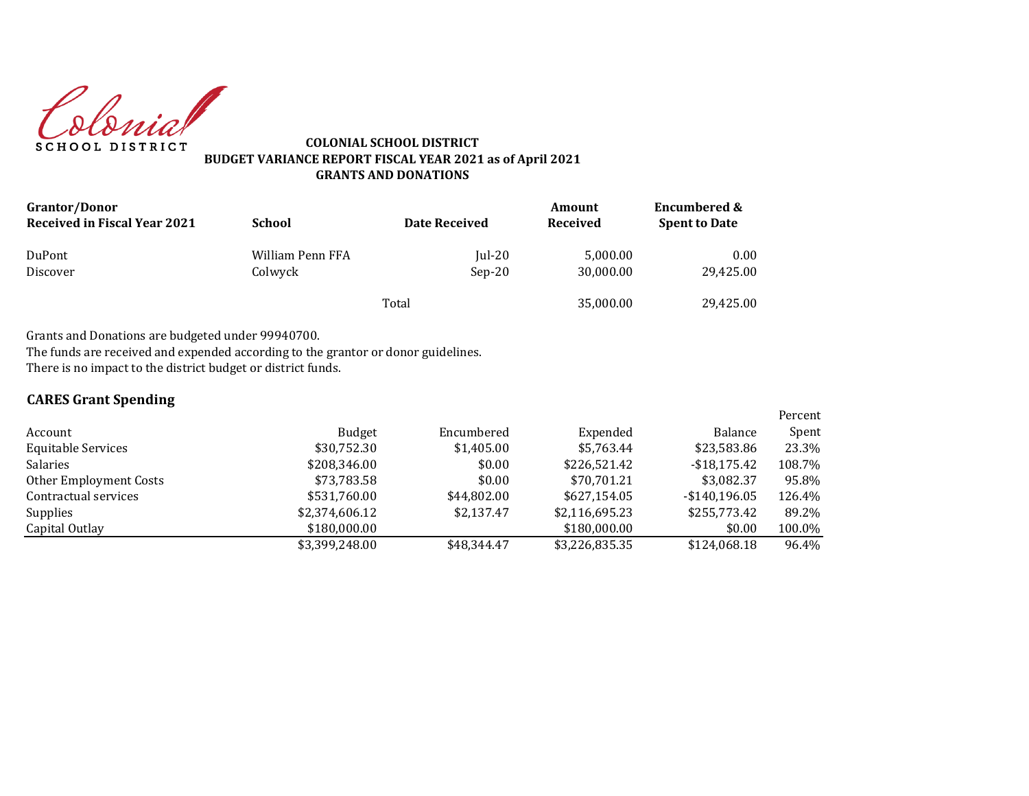Colonial
SCHOOL DISTRICT

**COLONIAL SCHOOL DISTRICT**
**BUDGET VARIANCE REPORT FISCAL YEAR 2021 as of April 2021**
**GRANTS AND DONATIONS**

| Grantor/Donor Received in Fiscal Year 2021 | School | Date Received | Amount Received | Encumbered & Spent to Date |
|---|---|---|---|---|
| DuPont | William Penn FFA | Jul-20 | 5,000.00 | 0.00 |
| Discover | Colwyck | Sep-20 | 30,000.00 | 29,425.00 |
| | | Total | 35,000.00 | 29,425.00 |

Grants and Donations are budgeted under 99940700.
The funds are received and expended according to the grantor or donor guidelines.
There is no impact to the district budget or district funds.

### CARES Grant Spending

| Account | Budget | Encumbered | Expended | Balance | Percent Spent |
|---|---|---|---|---|---|
| Equitable Services | $30,752.30 | $1,405.00 | $5,763.44 | $23,583.86 | 23.3% |
| Salaries | $208,346.00 | $0.00 | $226,521.42 | -$18,175.42 | 108.7% |
| Other Employment Costs | $73,783.58 | $0.00 | $70,701.21 | $3,082.37 | 95.8% |
| Contractual services | $531,760.00 | $44,802.00 | $627,154.05 | -$140,196.05 | 126.4% |
| Supplies | $2,374,606.12 | $2,137.47 | $2,116,695.23 | $255,773.42 | 89.2% |
| Capital Outlay | $180,000.00 | | $180,000.00 | $0.00 | 100.0% |
| | $3,399,248.00 | $48,344.47 | $3,226,835.35 | $124,068.18 | 96.4% |